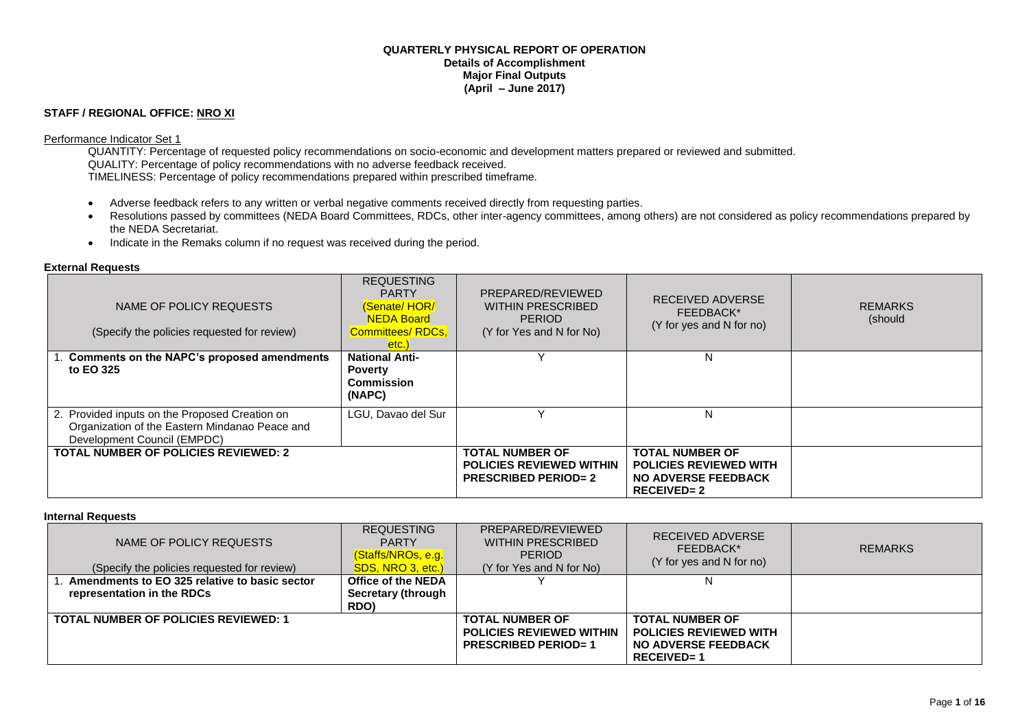# QUARTERLY PHYSICAL REPORT OF OPERATION
## Details of Accomplishment
## Major Final Outputs
## (April – June 2017)

**STAFF / REGIONAL OFFICE: NRO XI**

Performance Indicator Set 1

QUANTITY: Percentage of requested policy recommendations on socio-economic and development matters prepared or reviewed and submitted.
QUALITY: Percentage of policy recommendations with no adverse feedback received.
TIMELINESS: Percentage of policy recommendations prepared within prescribed timeframe.

- Adverse feedback refers to any written or verbal negative comments received directly from requesting parties.
- Resolutions passed by committees (NEDA Board Committees, RDCs, other inter-agency committees, among others) are not considered as policy recommendations prepared by the NEDA Secretariat.
- Indicate in the Remaks column if no request was received during the period.

**External Requests**

| NAME OF POLICY REQUESTS (Specify the policies requested for review) | REQUESTING PARTY (Senate/ HOR/ NEDA Board Committees/ RDCs, etc.) | PREPARED/REVIEWED WITHIN PRESCRIBED PERIOD (Y for Yes and N for No) | RECEIVED ADVERSE FEEDBACK* (Y for yes and N for no) | REMARKS (should |
|---|---|---|---|---|
| 1. **Comments on the NAPC's proposed amendments to EO 325** | **National Anti-Poverty Commission (NAPC)** | Y | N | |
| 2. Provided inputs on the Proposed Creation on Organization of the Eastern Mindanao Peace and Development Council (EMPDC) | LGU, Davao del Sur | Y | N | |
| **TOTAL NUMBER OF POLICIES REVIEWED: 2** | | **TOTAL NUMBER OF POLICIES REVIEWED WITHIN PRESCRIBED PERIOD= 2** | **TOTAL NUMBER OF POLICIES REVIEWED WITH NO ADVERSE FEEDBACK RECEIVED= 2** | |

**Internal Requests**

| NAME OF POLICY REQUESTS (Specify the policies requested for review) | REQUESTING PARTY (Staffs/NROs, e.g. SDS, NRO 3, etc.) | PREPARED/REVIEWED WITHIN PRESCRIBED PERIOD (Y for Yes and N for No) | RECEIVED ADVERSE FEEDBACK* (Y for yes and N for no) | REMARKS |
|---|---|---|---|---|
| 1. **Amendments to EO 325 relative to basic sector representation in the RDCs** | **Office of the NEDA Secretary (through RDO)** | Y | N | |
| **TOTAL NUMBER OF POLICIES REVIEWED: 1** | | **TOTAL NUMBER OF POLICIES REVIEWED WITHIN PRESCRIBED PERIOD= 1** | **TOTAL NUMBER OF POLICIES REVIEWED WITH NO ADVERSE FEEDBACK RECEIVED= 1** | |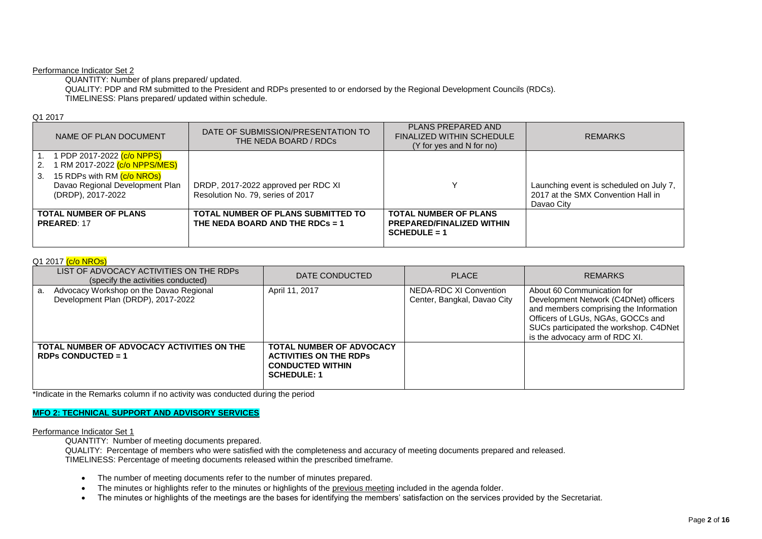Performance Indicator Set 2

QUANTITY: Number of plans prepared/ updated.
QUALITY: PDP and RM submitted to the President and RDPs presented to or endorsed by the Regional Development Councils (RDCs).
TIMELINESS: Plans prepared/ updated within schedule.

Q1 2017

| NAME OF PLAN DOCUMENT | DATE OF SUBMISSION/PRESENTATION TO THE NEDA BOARD / RDCs | PLANS PREPARED AND FINALIZED WITHIN SCHEDULE (Y for yes and N for no) | REMARKS |
|---|---|---|---|
| 1. 1 PDP 2017-2022 (c/o NPPS)<br>2. 1 RM 2017-2022 (c/o NPPS/MES)<br>3. 15 RDPs with RM (c/o NROs)<br>Davao Regional Development Plan (DRDP), 2017-2022 | DRDP, 2017-2022 approved per RDC XI Resolution No. 79, series of 2017 | Y | Launching event is scheduled on July 7, 2017 at the SMX Convention Hall in Davao City |
| **TOTAL NUMBER OF PLANS PREARED**: 17 | **TOTAL NUMBER OF PLANS SUBMITTED TO THE NEDA BOARD AND THE RDCs = 1** | **TOTAL NUMBER OF PLANS PREPARED/FINALIZED WITHIN SCHEDULE = 1** | |

Q1 2017 (c/o NROs)

| LIST OF ADVOCACY ACTIVITIES ON THE RDPs (specify the activities conducted) | DATE CONDUCTED | PLACE | REMARKS |
|---|---|---|---|
| a. Advocacy Workshop on the Davao Regional Development Plan (DRDP), 2017-2022 | April 11, 2017 | NEDA-RDC XI Convention Center, Bangkal, Davao City | About 60 Communication for Development Network (C4DNet) officers and members comprising the Information Officers of LGUs, NGAs, GOCCs and SUCs participated the workshop. C4DNet is the advocacy arm of RDC XI. |
| **TOTAL NUMBER OF ADVOCACY ACTIVITIES ON THE RDPs CONDUCTED = 1** | **TOTAL NUMBER OF ADVOCACY ACTIVITIES ON THE RDPs CONDUCTED WITHIN SCHEDULE: 1** | | |

*Indicate in the Remarks column if no activity was conducted during the period

## MFO 2: TECHNICAL SUPPORT AND ADVISORY SERVICES

Performance Indicator Set 1

QUANTITY: Number of meeting documents prepared.
QUALITY: Percentage of members who were satisfied with the completeness and accuracy of meeting documents prepared and released.
TIMELINESS: Percentage of meeting documents released within the prescribed timeframe.

- The number of meeting documents refer to the number of minutes prepared.
- The minutes or highlights refer to the minutes or highlights of the previous meeting included in the agenda folder.
- The minutes or highlights of the meetings are the bases for identifying the members' satisfaction on the services provided by the Secretariat.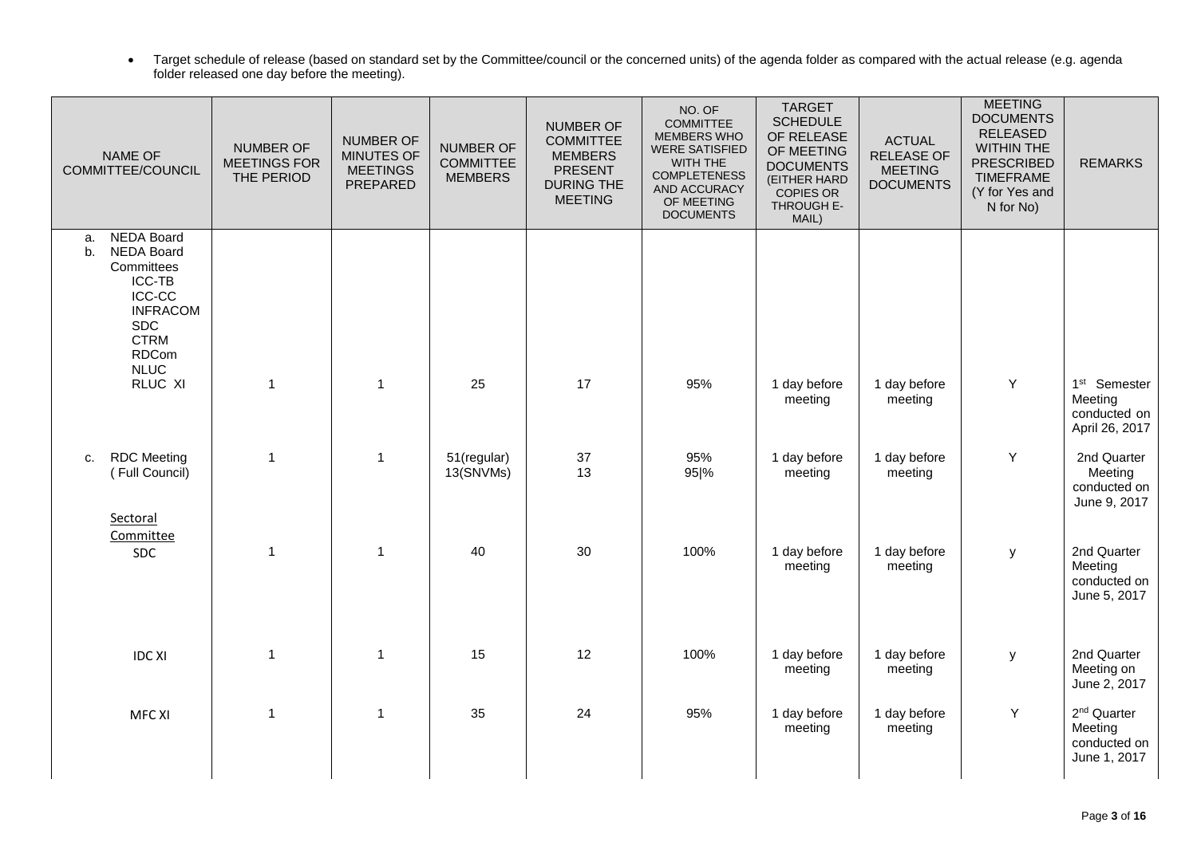- Target schedule of release (based on standard set by the Committee/council or the concerned units) of the agenda folder as compared with the actual release (e.g. agenda folder released one day before the meeting).

| NAME OF COMMITTEE/COUNCIL | NUMBER OF MEETINGS FOR THE PERIOD | NUMBER OF MINUTES OF MEETINGS PREPARED | NUMBER OF COMMITTEE MEMBERS | NUMBER OF COMMITTEE MEMBERS PRESENT DURING THE MEETING | NO. OF COMMITTEE MEMBERS WHO WERE SATISFIED WITH THE COMPLETENESS AND ACCURACY OF MEETING DOCUMENTS | TARGET SCHEDULE OF RELEASE OF MEETING DOCUMENTS (EITHER HARD COPIES OR THROUGH E-MAIL) | ACTUAL RELEASE OF MEETING DOCUMENTS | MEETING DOCUMENTS RELEASED WITHIN THE PRESCRIBED TIMEFRAME (Y for Yes and N for No) | REMARKS |
|---|---|---|---|---|---|---|---|---|---|
| a. NEDA Board<br>b. NEDA Board Committees<br>ICC-TB<br>ICC-CC<br>INFRACOM<br>SDC<br>CTRM<br>RDCom<br>NLUC<br>RLUC XI | 1 | 1 | 25 | 17 | 95% | 1 day before meeting | 1 day before meeting | Y | 1st Semester Meeting conducted on April 26, 2017 |
| c. RDC Meeting ( Full Council) | 1 | 1 | 51(regular)<br>13(SNVMs) | 37<br>13 | 95%<br>95\|% | 1 day before meeting | 1 day before meeting | Y | 2nd Quarter Meeting conducted on June 9, 2017 |
| Sectoral Committee<br>SDC | 1 | 1 | 40 | 30 | 100% | 1 day before meeting | 1 day before meeting | y | 2nd Quarter Meeting conducted on June 5, 2017 |
| IDC XI | 1 | 1 | 15 | 12 | 100% | 1 day before meeting | 1 day before meeting | y | 2nd Quarter Meeting on June 2, 2017 |
| MFC XI | 1 | 1 | 35 | 24 | 95% | 1 day before meeting | 1 day before meeting | Y | 2nd Quarter Meeting conducted on June 1, 2017 |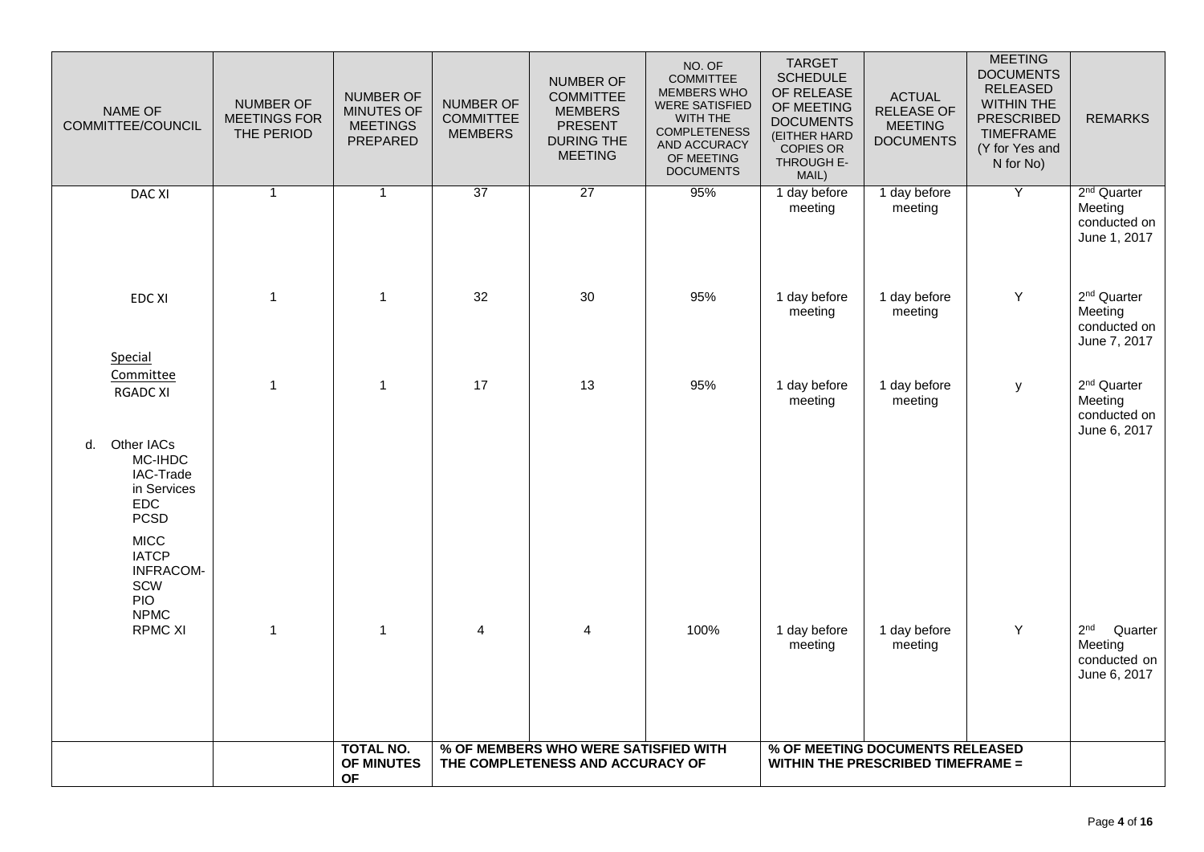| NAME OF COMMITTEE/COUNCIL | NUMBER OF MEETINGS FOR THE PERIOD | NUMBER OF MINUTES OF MEETINGS PREPARED | NUMBER OF COMMITTEE MEMBERS | NUMBER OF COMMITTEE MEMBERS PRESENT DURING THE MEETING | NO. OF COMMITTEE MEMBERS WHO WERE SATISFIED WITH THE COMPLETENESS AND ACCURACY OF MEETING DOCUMENTS | TARGET SCHEDULE OF RELEASE OF MEETING DOCUMENTS (EITHER HARD COPIES OR THROUGH E-MAIL) | ACTUAL RELEASE OF MEETING DOCUMENTS | MEETING DOCUMENTS RELEASED WITHIN THE PRESCRIBED TIMEFRAME (Y for Yes and N for No) | REMARKS |
|---|---|---|---|---|---|---|---|---|---|
| DAC XI | 1 | 1 | 37 | 27 | 95% | 1 day before meeting | 1 day before meeting | Y | 2nd Quarter Meeting conducted on June 1, 2017 |
| EDC XI | 1 | 1 | 32 | 30 | 95% | 1 day before meeting | 1 day before meeting | Y | 2nd Quarter Meeting conducted on June 7, 2017 |
| Special Committee RGADC XI | 1 | 1 | 17 | 13 | 95% | 1 day before meeting | 1 day before meeting | y | 2nd Quarter Meeting conducted on June 6, 2017 |
| d. Other IACs MC-IHDC IAC-Trade in Services EDC PCSD MICC IATCP INFRACOM-SCW PIO NPMC | | | | | | | | | |
| RPMC XI | 1 | 1 | 4 | 4 | 100% | 1 day before meeting | 1 day before meeting | Y | 2nd Quarter Meeting conducted on June 6, 2017 |
| | | **TOTAL NO. OF MINUTES OF** | **% OF MEMBERS WHO WERE SATISFIED WITH THE COMPLETENESS AND ACCURACY OF** | | | **% OF MEETING DOCUMENTS RELEASED WITHIN THE PRESCRIBED TIMEFRAME =** | | | |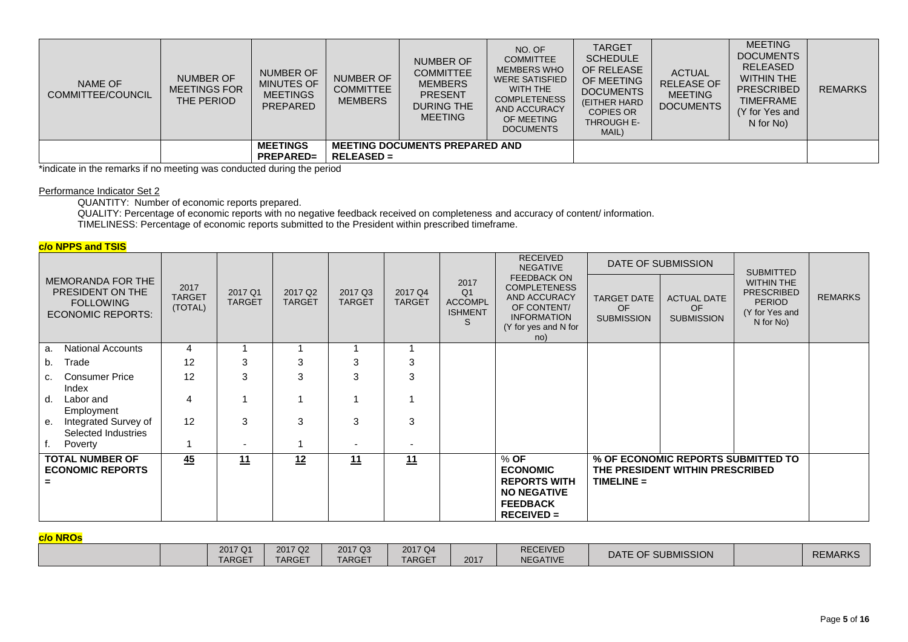| NAME OF COMMITTEE/COUNCIL | NUMBER OF MEETINGS FOR THE PERIOD | NUMBER OF MINUTES OF MEETINGS PREPARED | NUMBER OF COMMITTEE MEMBERS | NUMBER OF COMMITTEE MEMBERS PRESENT DURING THE MEETING | NO. OF COMMITTEE MEMBERS WHO WERE SATISFIED WITH THE COMPLETENESS AND ACCURACY OF MEETING DOCUMENTS | TARGET SCHEDULE OF RELEASE OF MEETING DOCUMENTS (EITHER HARD COPIES OR THROUGH E-MAIL) | ACTUAL RELEASE OF MEETING DOCUMENTS | MEETING DOCUMENTS RELEASED WITHIN THE PRESCRIBED TIMEFRAME (Y for Yes and N for No) | REMARKS |
|---|---|---|---|---|---|---|---|---|---|
| | | **MEETINGS PREPARED=** | **MEETING DOCUMENTS PREPARED AND RELEASED =** | | | | | | |

*indicate in the remarks if no meeting was conducted during the period

Performance Indicator Set 2

QUANTITY: Number of economic reports prepared.

QUALITY: Percentage of economic reports with no negative feedback received on completeness and accuracy of content/ information.

TIMELINESS: Percentage of economic reports submitted to the President within prescribed timeframe.

**c/o NPPS and TSIS**

| MEMORANDA FOR THE PRESIDENT ON THE FOLLOWING ECONOMIC REPORTS: | 2017 TARGET (TOTAL) | 2017 Q1 TARGET | 2017 Q2 TARGET | 2017 Q3 TARGET | 2017 Q4 TARGET | 2017 Q1 ACCOMPLISHMENTS | RECEIVED NEGATIVE FEEDBACK ON COMPLETENESS AND ACCURACY OF CONTENT/ INFORMATION (Y for yes and N for no) | DATE OF SUBMISSION | | SUBMITTED WITHIN THE PRESCRIBED PERIOD (Y for Yes and N for No) | REMARKS |
|---|---|---|---|---|---|---|---|---|---|---|---|
| | | | | | | | | TARGET DATE OF SUBMISSION | ACTUAL DATE OF SUBMISSION | | |
| a. National Accounts | 4 | 1 | 1 | 1 | 1 | | | | | | |
| b. Trade | 12 | 3 | 3 | 3 | 3 | | | | | | |
| c. Consumer Price Index | 12 | 3 | 3 | 3 | 3 | | | | | | |
| d. Labor and Employment | 4 | 1 | 1 | 1 | 1 | | | | | | |
| e. Integrated Survey of Selected Industries | 12 | 3 | 3 | 3 | 3 | | | | | | |
| f. Poverty | 1 | - | 1 | - | - | | | | | | |
| **TOTAL NUMBER OF ECONOMIC REPORTS =** | **45** | **11** | **12** | **11** | **11** | | **% OF ECONOMIC REPORTS WITH NO NEGATIVE FEEDBACK RECEIVED =** | **% OF ECONOMIC REPORTS SUBMITTED TO THE PRESIDENT WITHIN PRESCRIBED TIMELINE =** | | | |

**c/o NROs**

| | | 2017 Q1 TARGET | 2017 Q2 TARGET | 2017 Q3 TARGET | 2017 Q4 TARGET | 2017 | RECEIVED NEGATIVE | DATE OF SUBMISSION | | REMARKS |
|---|---|---|---|---|---|---|---|---|---|---|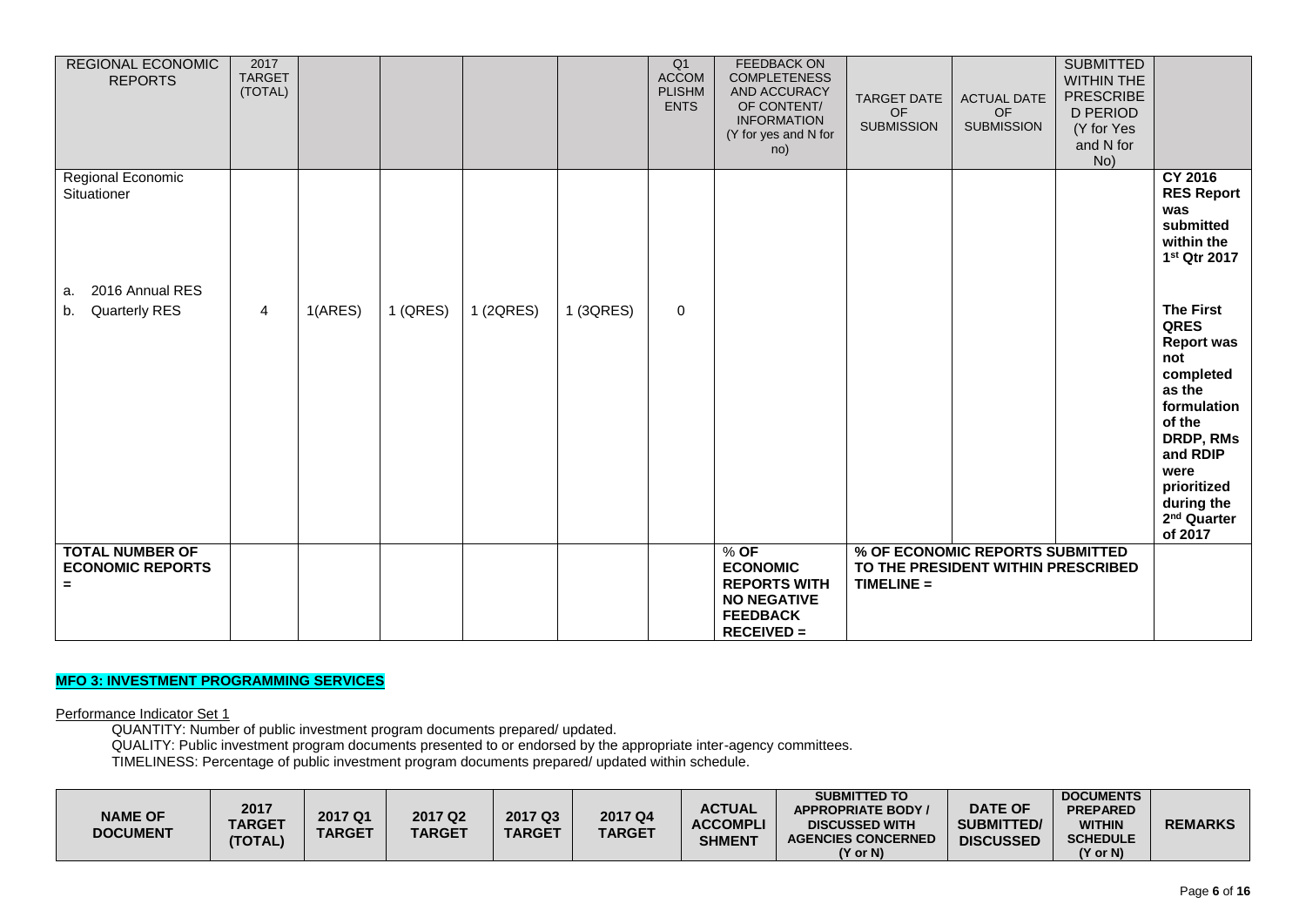| REGIONAL ECONOMIC REPORTS | 2017 TARGET (TOTAL) | | | | | Q1 ACCOMPLISHMENTS | FEEDBACK ON COMPLETENESS AND ACCURACY OF CONTENT/ INFORMATION (Y for yes and N for no) | TARGET DATE OF SUBMISSION | ACTUAL DATE OF SUBMISSION | SUBMITTED WITHIN THE PRESCRIBED PERIOD (Y for Yes and N for No) | |
|---|---|---|---|---|---|---|---|---|---|---|---|
| Regional Economic Situationer<br><br>a. 2016 Annual RES<br>b. Quarterly RES | 4 | 1(ARES) | 1 (QRES) | 1 (2QRES) | 1 (3QRES) | 0 | | | | | **CY 2016 RES Report was submitted within the 1st Qtr 2017**<br><br>**The First QRES Report was not completed as the formulation of the DRDP, RMs and RDIP were prioritized during the 2nd Quarter of 2017** |
| **TOTAL NUMBER OF ECONOMIC REPORTS =** | | | | | | | **% OF ECONOMIC REPORTS WITH NO NEGATIVE FEEDBACK RECEIVED =** | **% OF ECONOMIC REPORTS SUBMITTED TO THE PRESIDENT WITHIN PRESCRIBED TIMELINE =** | | | |

**MFO 3: INVESTMENT PROGRAMMING SERVICES**

Performance Indicator Set 1

QUANTITY: Number of public investment program documents prepared/ updated.

QUALITY: Public investment program documents presented to or endorsed by the appropriate inter-agency committees.

TIMELINESS: Percentage of public investment program documents prepared/ updated within schedule.

| NAME OF DOCUMENT | 2017 TARGET (TOTAL) | 2017 Q1 TARGET | 2017 Q2 TARGET | 2017 Q3 TARGET | 2017 Q4 TARGET | ACTUAL ACCOMPLISHMENT | SUBMITTED TO APPROPRIATE BODY / DISCUSSED WITH AGENCIES CONCERNED (Y or N) | DATE OF SUBMITTED/ DISCUSSED | DOCUMENTS PREPARED WITHIN SCHEDULE (Y or N) | REMARKS |
|---|---|---|---|---|---|---|---|---|---|---|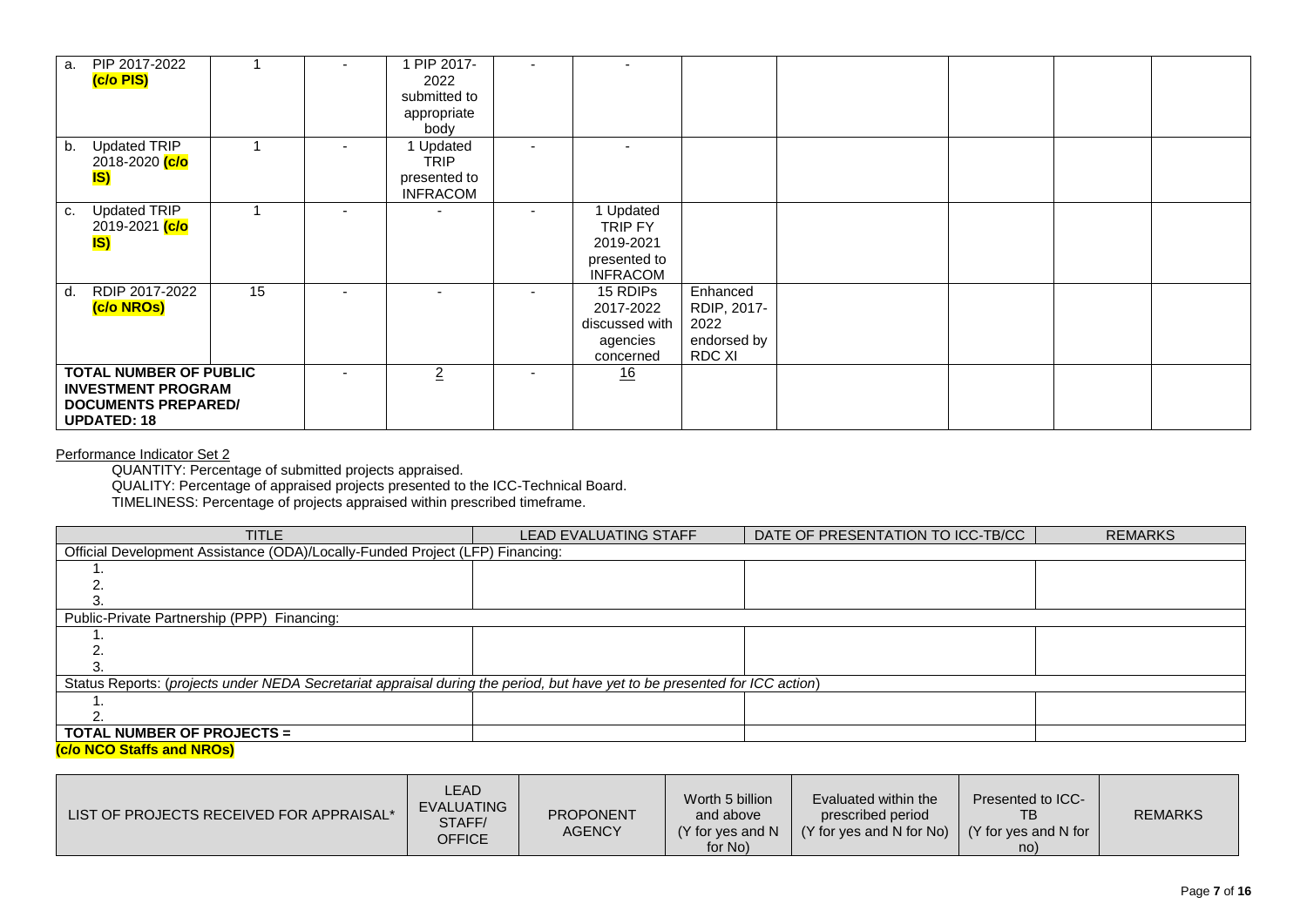| | | | | | | | | | | |
|---|---|---|---|---|---|---|---|---|---|---|
| a. PIP 2017-2022 **(c/o PIS)** | 1 | - | 1 PIP 2017-2022 submitted to appropriate body | - | - | | | | | |
| b. Updated TRIP 2018-2020 **(c/o IS)** | 1 | - | 1 Updated TRIP presented to INFRACOM | - | - | | | | | |
| c. Updated TRIP 2019-2021 **(c/o IS)** | 1 | - | - | - | 1 Updated TRIP FY 2019-2021 presented to INFRACOM | | | | | |
| d. RDIP 2017-2022 **(c/o NROs)** | 15 | - | - | - | 15 RDIPs 2017-2022 discussed with agencies concerned | Enhanced RDIP, 2017-2022 endorsed by RDC XI | | | | |
| **TOTAL NUMBER OF PUBLIC INVESTMENT PROGRAM DOCUMENTS PREPARED/ UPDATED: 18** | | - | 2 | - | 16 | | | | | |

Performance Indicator Set 2

QUANTITY: Percentage of submitted projects appraised.
QUALITY: Percentage of appraised projects presented to the ICC-Technical Board.
TIMELINESS: Percentage of projects appraised within prescribed timeframe.

| TITLE | LEAD EVALUATING STAFF | DATE OF PRESENTATION TO ICC-TB/CC | REMARKS |
|---|---|---|---|
| Official Development Assistance (ODA)/Locally-Funded Project (LFP) Financing: | | | |
| 1. | | | |
| 2. | | | |
| 3. | | | |
| Public-Private Partnership (PPP) Financing: | | | |
| 1. | | | |
| 2. | | | |
| 3. | | | |
| Status Reports: (*projects under NEDA Secretariat appraisal during the period, but have yet to be presented for ICC action*) | | | |
| 1. | | | |
| 2. | | | |
| **TOTAL NUMBER OF PROJECTS =** | | | |

**(c/o NCO Staffs and NROs)**

| LIST OF PROJECTS RECEIVED FOR APPRAISAL* | LEAD EVALUATING STAFF/ OFFICE | PROPONENT AGENCY | Worth 5 billion and above (Y for yes and N for No) | Evaluated within the prescribed period (Y for yes and N for No) | Presented to ICC-TB (Y for yes and N for no) | REMARKS |
|---|---|---|---|---|---|---|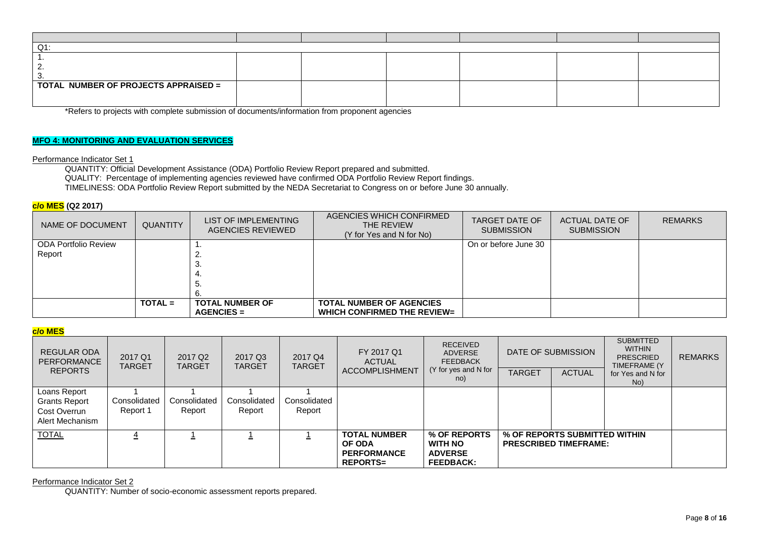| | | | | | | |
|---|---|---|---|---|---|---|
| Q1: | | | | | | |
| 1.<br>2.<br>3. | | | | | | |
| **TOTAL NUMBER OF PROJECTS APPRAISED =** | | | | | | |

*Refers to projects with complete submission of documents/information from proponent agencies

**MFO 4: MONITORING AND EVALUATION SERVICES**

Performance Indicator Set 1

QUANTITY: Official Development Assistance (ODA) Portfolio Review Report prepared and submitted.
QUALITY: Percentage of implementing agencies reviewed have confirmed ODA Portfolio Review Report findings.
TIMELINESS: ODA Portfolio Review Report submitted by the NEDA Secretariat to Congress on or before June 30 annually.

**c/o MES (Q2 2017)**

| NAME OF DOCUMENT | QUANTITY | LIST OF IMPLEMENTING AGENCIES REVIEWED | AGENCIES WHICH CONFIRMED THE REVIEW (Y for Yes and N for No) | TARGET DATE OF SUBMISSION | ACTUAL DATE OF SUBMISSION | REMARKS |
|---|---|---|---|---|---|---|
| ODA Portfolio Review Report | | 1.<br>2.<br>3.<br>4.<br>5.<br>6. | | On or before June 30 | | |
| | **TOTAL =** | **TOTAL NUMBER OF AGENCIES =** | **TOTAL NUMBER OF AGENCIES WHICH CONFIRMED THE REVIEW=** | | | |

**c/o MES**

| REGULAR ODA PERFORMANCE REPORTS | 2017 Q1 TARGET | 2017 Q2 TARGET | 2017 Q3 TARGET | 2017 Q4 TARGET | FY 2017 Q1 ACTUAL ACCOMPLISHMENT | RECEIVED ADVERSE FEEDBACK (Y for yes and N for no) | DATE OF SUBMISSION | | SUBMITTED WITHIN PRESCRIED TIMEFRAME (Y for Yes and N for No) | REMARKS |
|---|---|---|---|---|---|---|---|---|---|---|
| | | | | | | | TARGET | ACTUAL | | |
| Loans Report<br>Grants Report<br>Cost Overrun<br>Alert Mechanism | 1<br>Consolidated Report 1 | 1<br>Consolidated Report | 1<br>Consolidated Report | 1<br>Consolidated Report | | | | | | |
| TOTAL | 4 | 1 | 1 | 1 | **TOTAL NUMBER OF ODA PERFORMANCE REPORTS=** | **% OF REPORTS WITH NO ADVERSE FEEDBACK:** | **% OF REPORTS SUBMITTED WITHIN PRESCRIBED TIMEFRAME:** | | | |

Performance Indicator Set 2

QUANTITY: Number of socio-economic assessment reports prepared.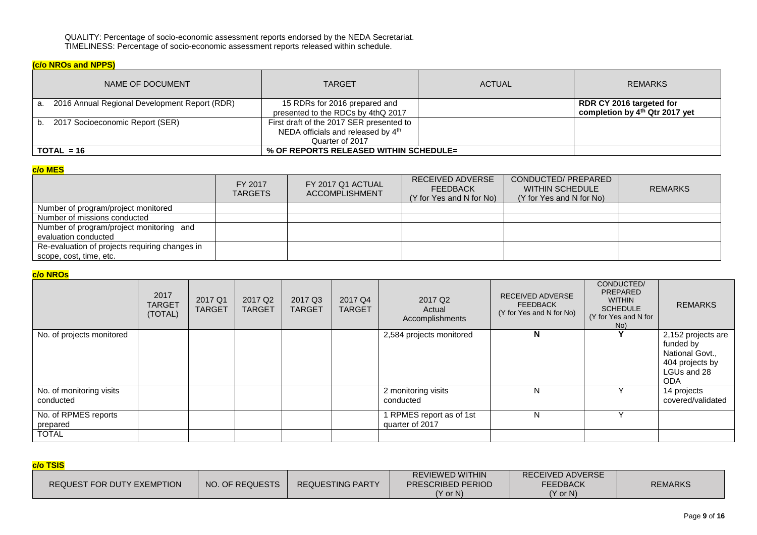QUALITY: Percentage of socio-economic assessment reports endorsed by the NEDA Secretariat.
TIMELINESS: Percentage of socio-economic assessment reports released within schedule.

**(c/o NROs and NPPS)**

| NAME OF DOCUMENT | TARGET | ACTUAL | REMARKS |
|---|---|---|---|
| a. 2016 Annual Regional Development Report (RDR) | 15 RDRs for 2016 prepared and presented to the RDCs by 4thQ 2017 | | **RDR CY 2016 targeted for completion by 4th Qtr 2017 yet** |
| b. 2017 Socioeconomic Report (SER) | First draft of the 2017 SER presented to NEDA officials and released by 4th Quarter of 2017 | | |
| **TOTAL = 16** | **% OF REPORTS RELEASED WITHIN SCHEDULE=** | | |

**c/o MES**

| | FY 2017 TARGETS | FY 2017 Q1 ACTUAL ACCOMPLISHMENT | RECEIVED ADVERSE FEEDBACK (Y for Yes and N for No) | CONDUCTED/ PREPARED WITHIN SCHEDULE (Y for Yes and N for No) | REMARKS |
|---|---|---|---|---|---|
| Number of program/project monitored | | | | | |
| Number of missions conducted | | | | | |
| Number of program/project monitoring and evaluation conducted | | | | | |
| Re-evaluation of projects requiring changes in scope, cost, time, etc. | | | | | |

**c/o NROs**

| | 2017 TARGET (TOTAL) | 2017 Q1 TARGET | 2017 Q2 TARGET | 2017 Q3 TARGET | 2017 Q4 TARGET | 2017 Q2 Actual Accomplishments | RECEIVED ADVERSE FEEDBACK (Y for Yes and N for No) | CONDUCTED/ PREPARED WITHIN SCHEDULE (Y for Yes and N for No) | REMARKS |
|---|---|---|---|---|---|---|---|---|---|
| No. of projects monitored | | | | | | 2,584 projects monitored | **N** | **Y** | 2,152 projects are funded by National Govt., 404 projects by LGUs and 28 ODA |
| No. of monitoring visits conducted | | | | | | 2 monitoring visits conducted | N | Y | 14 projects covered/validated |
| No. of RPMES reports prepared | | | | | | 1 RPMES report as of 1st quarter of 2017 | N | Y | |
| TOTAL | | | | | | | | | |

**c/o TSIS**

| REQUEST FOR DUTY EXEMPTION | NO. OF REQUESTS | REQUESTING PARTY | REVIEWED WITHIN PRESCRIBED PERIOD (Y or N) | RECEIVED ADVERSE FEEDBACK (Y or N) | REMARKS |
|---|---|---|---|---|---|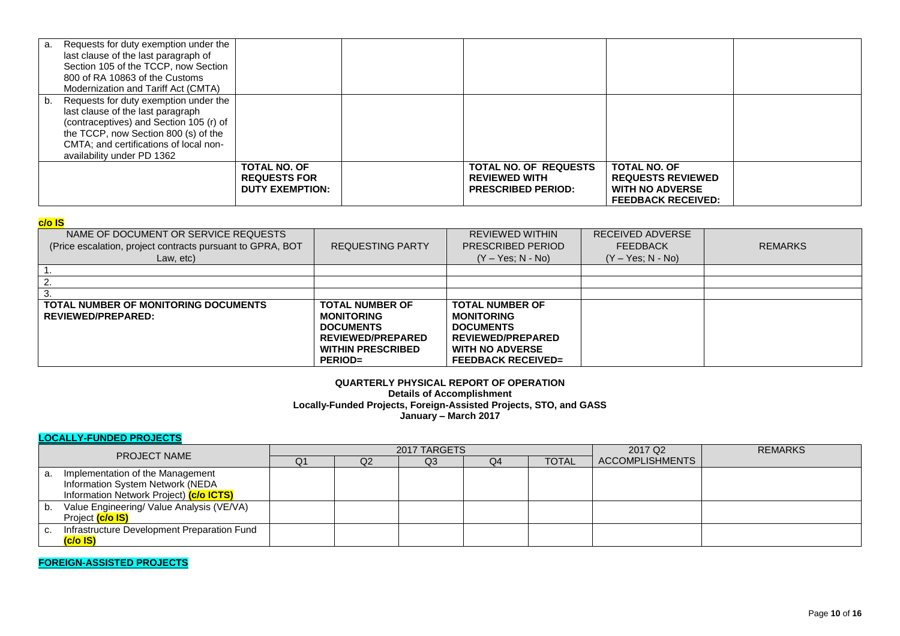| | | | | | |
|---|---|---|---|---|---|
| a. Requests for duty exemption under the last clause of the last paragraph of Section 105 of the TCCP, now Section 800 of RA 10863 of the Customs Modernization and Tariff Act (CMTA) | | | | | |
| b. Requests for duty exemption under the last clause of the last paragraph (contraceptives) and Section 105 (r) of the TCCP, now Section 800 (s) of the CMTA; and certifications of local non-availability under PD 1362 | | | | | |
| | **TOTAL NO. OF REQUESTS FOR DUTY EXEMPTION:** | | **TOTAL NO. OF REQUESTS REVIEWED WITH PRESCRIBED PERIOD:** | **TOTAL NO. OF REQUESTS REVIEWED WITH NO ADVERSE FEEDBACK RECEIVED:** | |

**c/o IS**

| NAME OF DOCUMENT OR SERVICE REQUESTS (Price escalation, project contracts pursuant to GPRA, BOT Law, etc) | REQUESTING PARTY | REVIEWED WITHIN PRESCRIBED PERIOD (Y – Yes; N - No) | RECEIVED ADVERSE FEEDBACK (Y – Yes; N - No) | REMARKS |
|---|---|---|---|---|
| 1. | | | | |
| 2. | | | | |
| 3. | | | | |
| **TOTAL NUMBER OF MONITORING DOCUMENTS REVIEWED/PREPARED:** | **TOTAL NUMBER OF MONITORING DOCUMENTS REVIEWED/PREPARED WITHIN PRESCRIBED PERIOD=** | **TOTAL NUMBER OF MONITORING DOCUMENTS REVIEWED/PREPARED WITH NO ADVERSE FEEDBACK RECEIVED=** | | |

**QUARTERLY PHYSICAL REPORT OF OPERATION**
**Details of Accomplishment**
**Locally-Funded Projects, Foreign-Assisted Projects, STO, and GASS**
**January – March 2017**

**LOCALLY-FUNDED PROJECTS**

| PROJECT NAME | 2017 TARGETS | | | | | 2017 Q2 ACCOMPLISHMENTS | REMARKS |
|---|---|---|---|---|---|---|---|
| | Q1 | Q2 | Q3 | Q4 | TOTAL | | |
| a. Implementation of the Management Information System Network (NEDA Information Network Project) **(c/o ICTS)** | | | | | | | |
| b. Value Engineering/ Value Analysis (VE/VA) Project **(c/o IS)** | | | | | | | |
| c. Infrastructure Development Preparation Fund **(c/o IS)** | | | | | | | |

**FOREIGN-ASSISTED PROJECTS**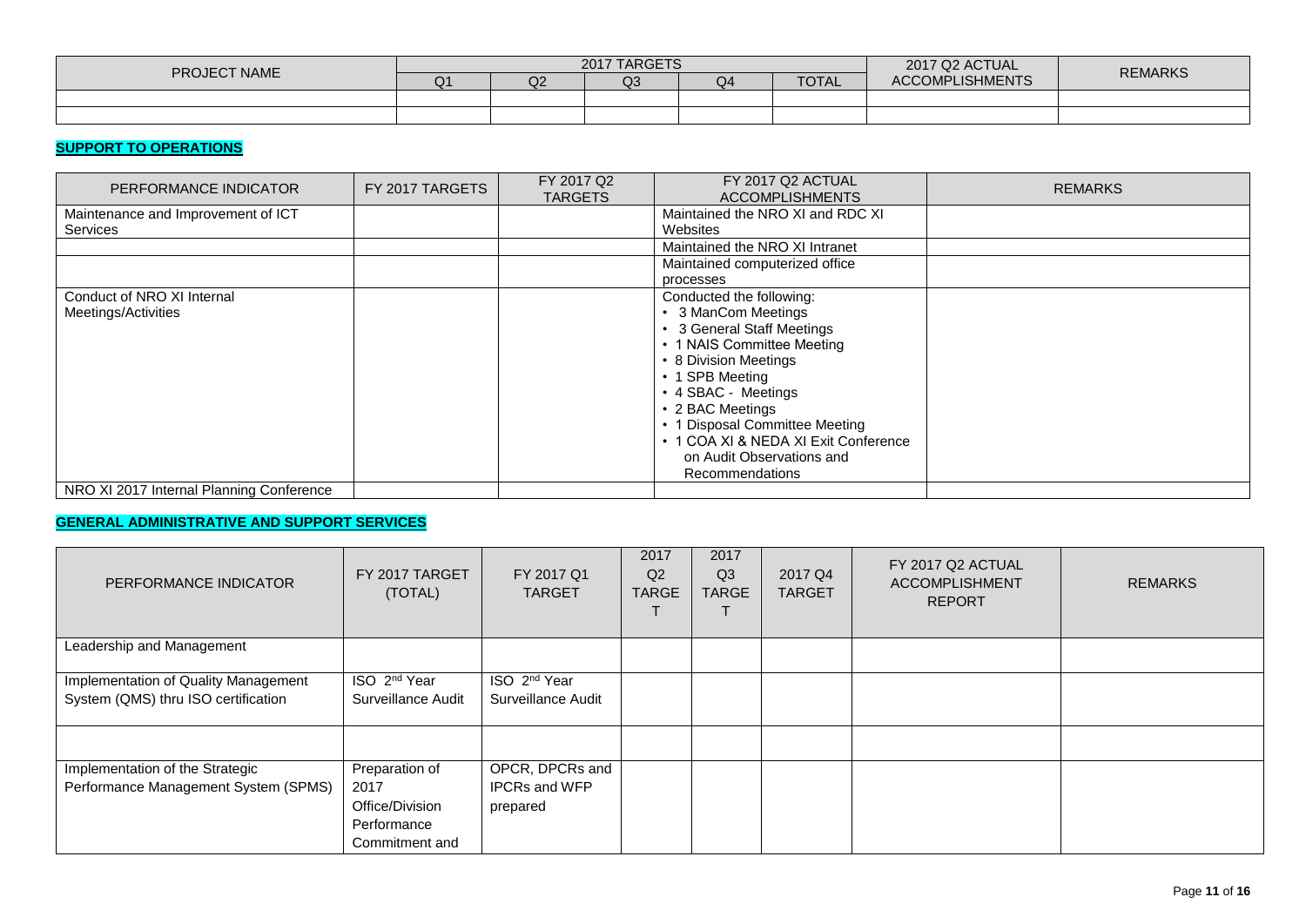| PROJECT NAME | 2017 TARGETS | | | | | 2017 Q2 ACTUAL ACCOMPLISHMENTS | REMARKS |
|---|---|---|---|---|---|---|---|
| | Q1 | Q2 | Q3 | Q4 | TOTAL | | |
| | | | | | | | |
| | | | | | | | |

**SUPPORT TO OPERATIONS**

| PERFORMANCE INDICATOR | FY 2017 TARGETS | FY 2017 Q2 TARGETS | FY 2017 Q2 ACTUAL ACCOMPLISHMENTS | REMARKS |
|---|---|---|---|---|
| Maintenance and Improvement of ICT Services | | | Maintained the NRO XI and RDC XI Websites | |
| | | | Maintained the NRO XI Intranet | |
| | | | Maintained computerized office processes | |
| Conduct of NRO XI Internal Meetings/Activities | | | Conducted the following:<br>• 3 ManCom Meetings<br>• 3 General Staff Meetings<br>• 1 NAIS Committee Meeting<br>• 8 Division Meetings<br>• 1 SPB Meeting<br>• 4 SBAC - Meetings<br>• 2 BAC Meetings<br>• 1 Disposal Committee Meeting<br>• 1 COA XI & NEDA XI Exit Conference on Audit Observations and Recommendations | |
| NRO XI 2017 Internal Planning Conference | | | | |

**GENERAL ADMINISTRATIVE AND SUPPORT SERVICES**

| PERFORMANCE INDICATOR | FY 2017 TARGET (TOTAL) | FY 2017 Q1 TARGET | 2017 Q2 TARGET | 2017 Q3 TARGET | 2017 Q4 TARGET | FY 2017 Q2 ACTUAL ACCOMPLISHMENT REPORT | REMARKS |
|---|---|---|---|---|---|---|---|
| Leadership and Management | | | | | | | |
| Implementation of Quality Management System (QMS) thru ISO certification | ISO 2nd Year Surveillance Audit | ISO 2nd Year Surveillance Audit | | | | | |
| | | | | | | | |
| Implementation of the Strategic Performance Management System (SPMS) | Preparation of 2017 Office/Division Performance Commitment and | OPCR, DPCRs and IPCRs and WFP prepared | | | | | |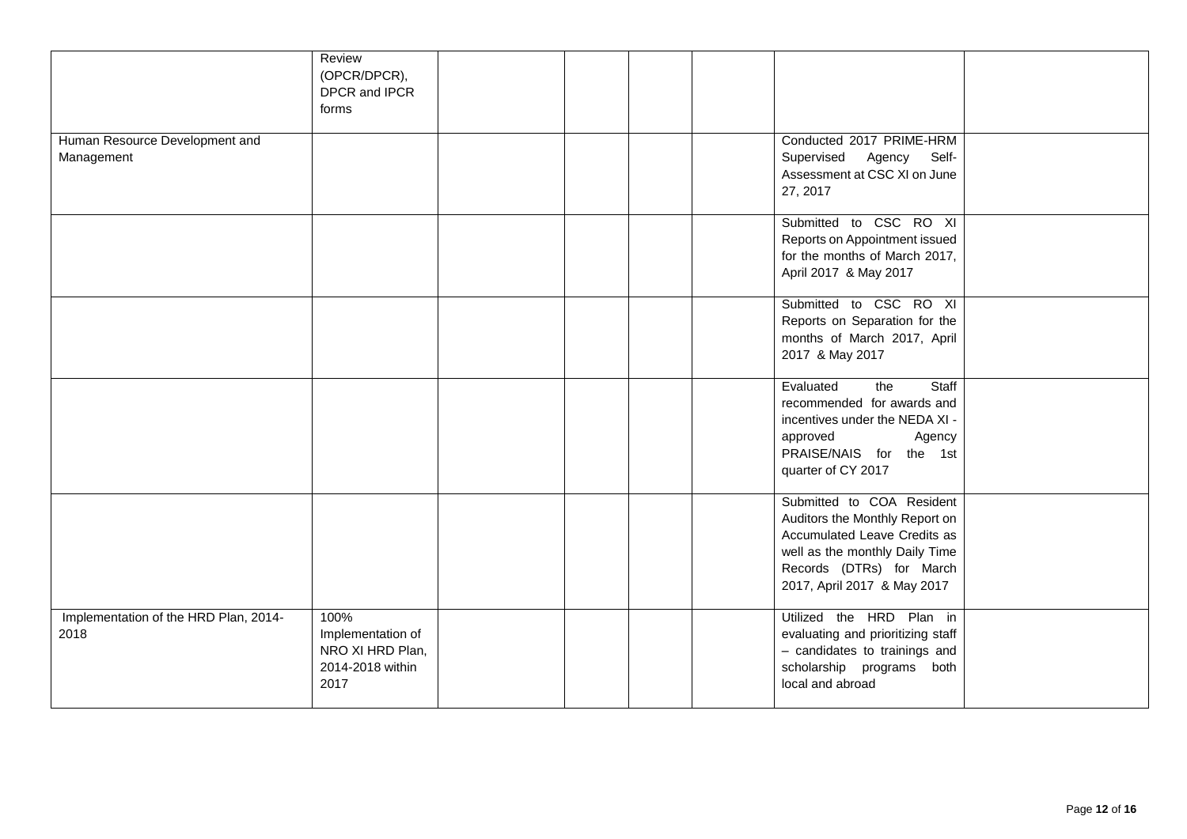|  |  |  |  |  |  |  |  |
|---|---|---|---|---|---|---|---|
|  | Review (OPCR/DPCR), DPCR and IPCR forms |  |  |  |  |  |  |
| Human Resource Development and Management |  |  |  |  |  | Conducted 2017 PRIME-HRM Supervised Agency Self-Assessment at CSC XI on June 27, 2017 |  |
|  |  |  |  |  |  | Submitted to CSC RO XI Reports on Appointment issued for the months of March 2017, April 2017 & May 2017 |  |
|  |  |  |  |  |  | Submitted to CSC RO XI Reports on Separation for the months of March 2017, April 2017 & May 2017 |  |
|  |  |  |  |  |  | Evaluated the Staff recommended for awards and incentives under the NEDA XI - approved Agency PRAISE/NAIS for the 1st quarter of CY 2017 |  |
|  |  |  |  |  |  | Submitted to COA Resident Auditors the Monthly Report on Accumulated Leave Credits as well as the monthly Daily Time Records (DTRs) for March 2017, April 2017 & May 2017 |  |
| Implementation of the HRD Plan, 2014-2018 | 100% Implementation of NRO XI HRD Plan, 2014-2018 within 2017 |  |  |  |  | Utilized the HRD Plan in evaluating and prioritizing staff – candidates to trainings and scholarship programs both local and abroad |  |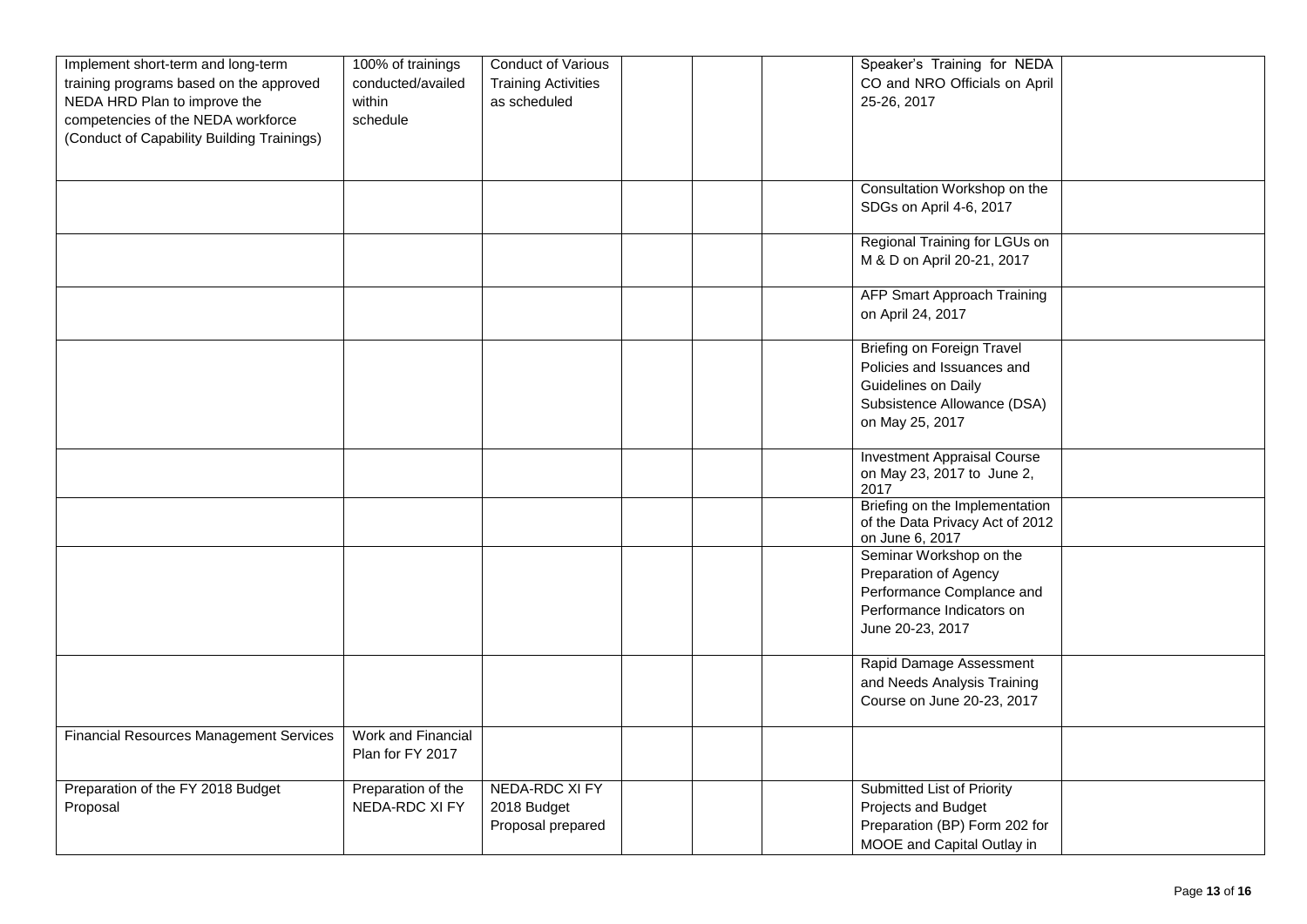| | | | | | | | |
|---|---|---|---|---|---|---|---|
| Implement short-term and long-term training programs based on the approved NEDA HRD Plan to improve the competencies of the NEDA workforce (Conduct of Capability Building Trainings) | 100% of trainings conducted/availed within schedule | Conduct of Various Training Activities as scheduled | | | | Speaker's Training for NEDA CO and NRO Officials on April 25-26, 2017 | |
| | | | | | | Consultation Workshop on the SDGs on April 4-6, 2017 | |
| | | | | | | Regional Training for LGUs on M & D on April 20-21, 2017 | |
| | | | | | | AFP Smart Approach Training on April 24, 2017 | |
| | | | | | | Briefing on Foreign Travel Policies and Issuances and Guidelines on Daily Subsistence Allowance (DSA) on May 25, 2017 | |
| | | | | | | Investment Appraisal Course on May 23, 2017 to June 2, 2017 | |
| | | | | | | Briefing on the Implementation of the Data Privacy Act of 2012 on June 6, 2017 | |
| | | | | | | Seminar Workshop on the Preparation of Agency Performance Complance and Performance Indicators on June 20-23, 2017 | |
| | | | | | | Rapid Damage Assessment and Needs Analysis Training Course on June 20-23, 2017 | |
| Financial Resources Management Services | Work and Financial Plan for FY 2017 | | | | | | |
| Preparation of the FY 2018 Budget Proposal | Preparation of the NEDA-RDC XI FY | NEDA-RDC XI FY 2018 Budget Proposal prepared | | | | Submitted List of Priority Projects and Budget Preparation (BP) Form 202 for MOOE and Capital Outlay in | |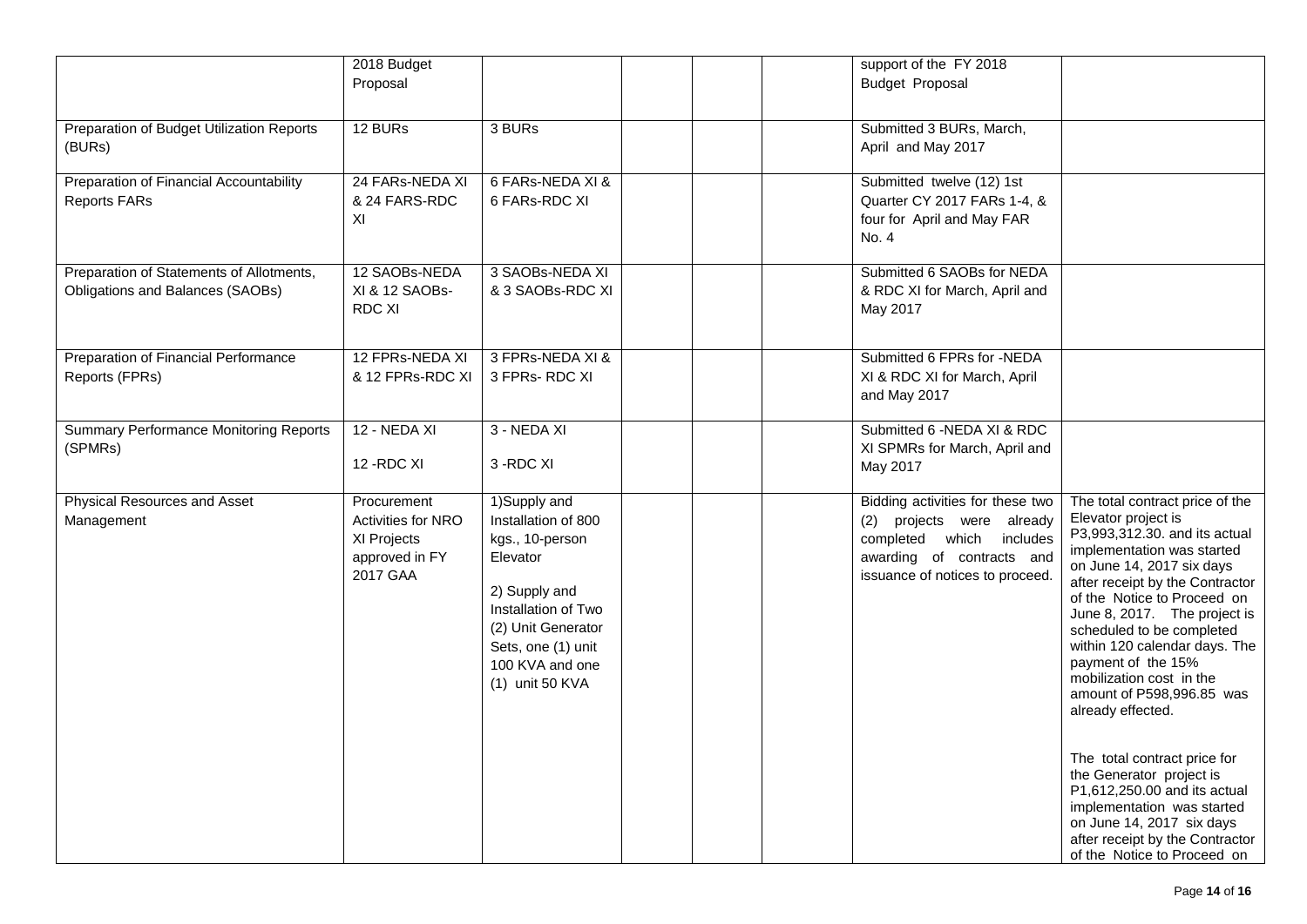| | | | | | | | |
|---|---|---|---|---|---|---|---|
| | 2018 Budget Proposal | | | | | support of the FY 2018 Budget Proposal | |
| Preparation of Budget Utilization Reports (BURs) | 12 BURs | 3 BURs | | | | Submitted 3 BURs, March, April and May 2017 | |
| Preparation of Financial Accountability Reports FARs | 24 FARs-NEDA XI & 24 FARS-RDC XI | 6 FARs-NEDA XI & 6 FARs-RDC XI | | | | Submitted twelve (12) 1st Quarter CY 2017 FARs 1-4, & four for April and May FAR No. 4 | |
| Preparation of Statements of Allotments, Obligations and Balances (SAOBs) | 12 SAOBs-NEDA XI & 12 SAOBs-RDC XI | 3 SAOBs-NEDA XI & 3 SAOBs-RDC XI | | | | Submitted 6 SAOBs for NEDA & RDC XI for March, April and May 2017 | |
| Preparation of Financial Performance Reports (FPRs) | 12 FPRs-NEDA XI & 12 FPRs-RDC XI | 3 FPRs-NEDA XI & 3 FPRs- RDC XI | | | | Submitted 6 FPRs for -NEDA XI & RDC XI for March, April and May 2017 | |
| Summary Performance Monitoring Reports (SPMRs) | 12 - NEDA XI<br><br>12 -RDC XI | 3 - NEDA XI<br><br>3 -RDC XI | | | | Submitted 6 -NEDA XI & RDC XI SPMRs for March, April and May 2017 | |
| Physical Resources and Asset Management | Procurement Activities for NRO XI Projects approved in FY 2017 GAA | 1)Supply and Installation of 800 kgs., 10-person Elevator<br><br>2) Supply and Installation of Two (2) Unit Generator Sets, one (1) unit 100 KVA and one (1) unit 50 KVA | | | | Bidding activities for these two (2) projects were already completed which includes awarding of contracts and issuance of notices to proceed. | The total contract price of the Elevator project is P3,993,312.30. and its actual implementation was started on June 14, 2017 six days after receipt by the Contractor of the Notice to Proceed on June 8, 2017. The project is scheduled to be completed within 120 calendar days. The payment of the 15% mobilization cost in the amount of P598,996.85 was already effected.<br><br>The total contract price for the Generator project is P1,612,250.00 and its actual implementation was started on June 14, 2017 six days after receipt by the Contractor of the Notice to Proceed on |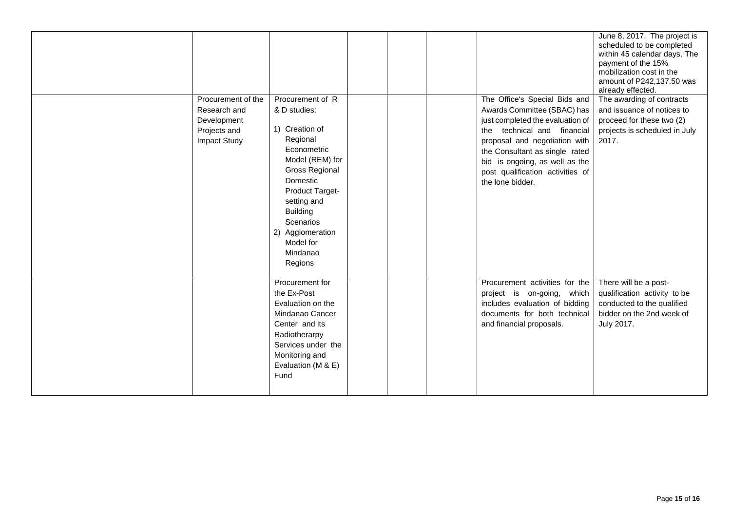| | | | | | | | |
|---|---|---|---|---|---|---|---|
| | | | | | | | June 8, 2017. The project is scheduled to be completed within 45 calendar days. The payment of the 15% mobilization cost in the amount of P242,137.50 was already effected. |
| | Procurement of the Research and Development Projects and Impact Study | Procurement of R & D studies:<br><br>1) Creation of Regional Econometric Model (REM) for Gross Regional Domestic Product Target-setting and Building Scenarios<br>2) Agglomeration Model for Mindanao Regions | | | | The Office's Special Bids and Awards Committee (SBAC) has just completed the evaluation of the technical and financial proposal and negotiation with the Consultant as single rated bid is ongoing, as well as the post qualification activities of the lone bidder. | The awarding of contracts and issuance of notices to proceed for these two (2) projects is scheduled in July 2017. |
| | | Procurement for the Ex-Post Evaluation on the Mindanao Cancer Center and its Radiotherarpy Services under the Monitoring and Evaluation (M & E) Fund | | | | Procurement activities for the project is on-going, which includes evaluation of bidding documents for both technical and financial proposals. | There will be a post-qualification activity to be conducted to the qualified bidder on the 2nd week of July 2017. |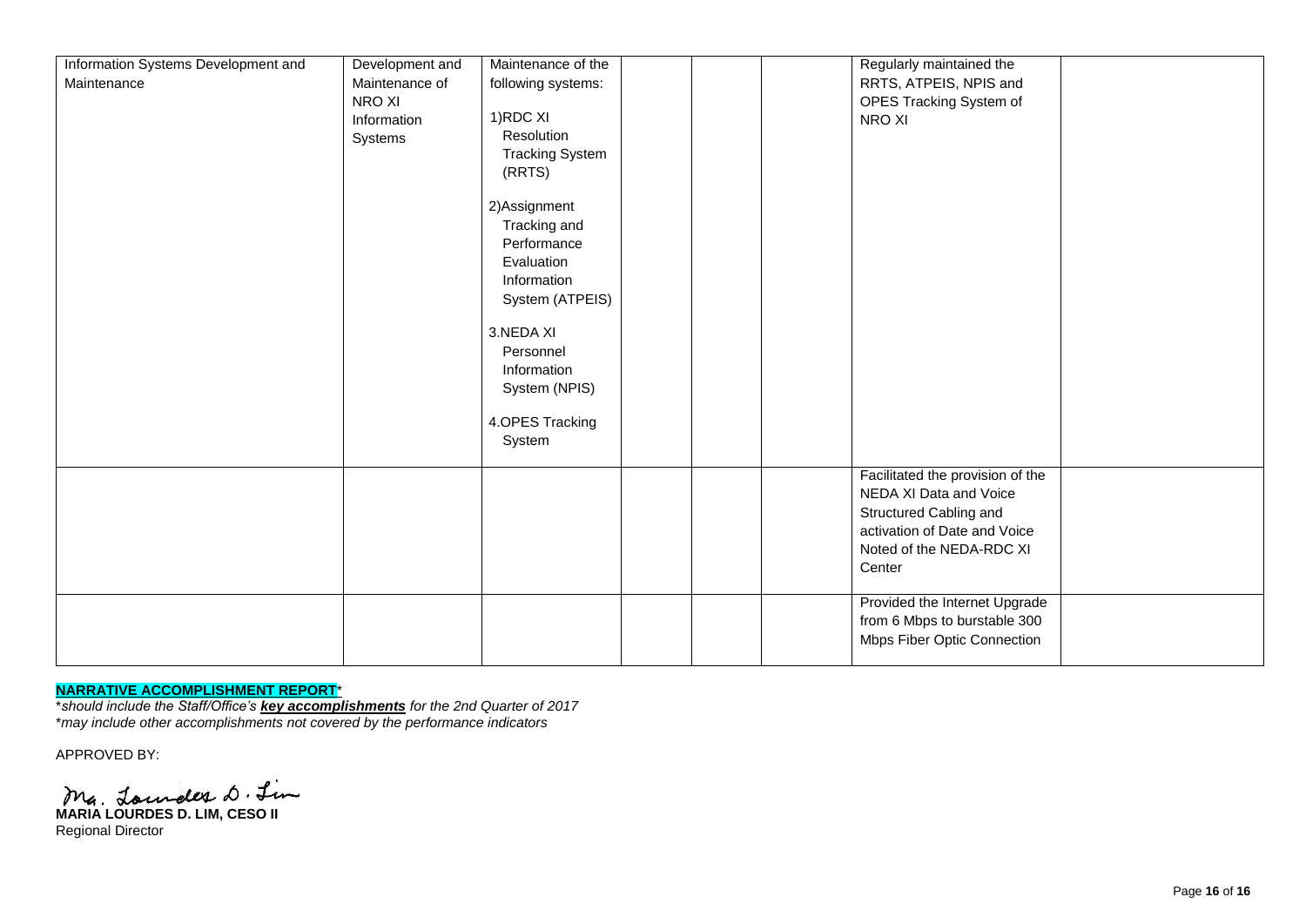| | | | | | | | |
|---|---|---|---|---|---|---|---|
| Information Systems Development and Maintenance | Development and Maintenance of NRO XI Information Systems | Maintenance of the following systems:<br><br>1)RDC XI Resolution Tracking System (RRTS)<br><br>2)Assignment Tracking and Performance Evaluation Information System (ATPEIS)<br><br>3.NEDA XI Personnel Information System (NPIS)<br><br>4.OPES Tracking System | | | | Regularly maintained the RRTS, ATPEIS, NPIS and OPES Tracking System of NRO XI | |
| | | | | | | Facilitated the provision of the NEDA XI Data and Voice Structured Cabling and activation of Date and Voice Noted of the NEDA-RDC XI Center | |
| | | | | | | Provided the Internet Upgrade from 6 Mbps to burstable 300 Mbps Fiber Optic Connection | |

**NARRATIVE ACCOMPLISHMENT REPORT***

**should include the Staff/Office's* ***key accomplishments*** *for the 2nd Quarter of 2017*
**may include other accomplishments not covered by the performance indicators*

APPROVED BY:

Ma. Lourdes D. Lim
**MARIA LOURDES D. LIM, CESO II**
Regional Director